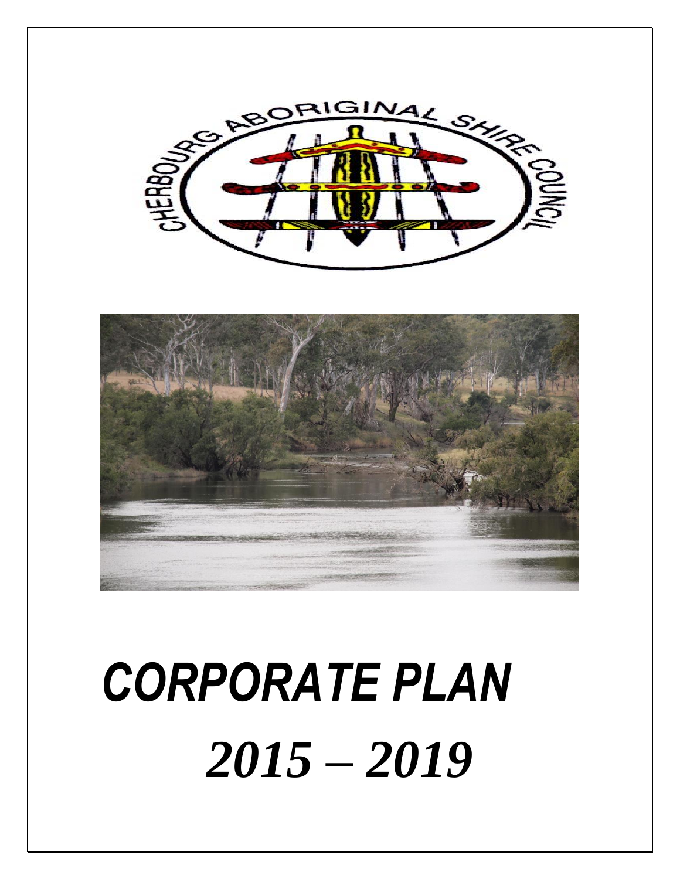# CORPORATE PLAN

# 2015 – 2019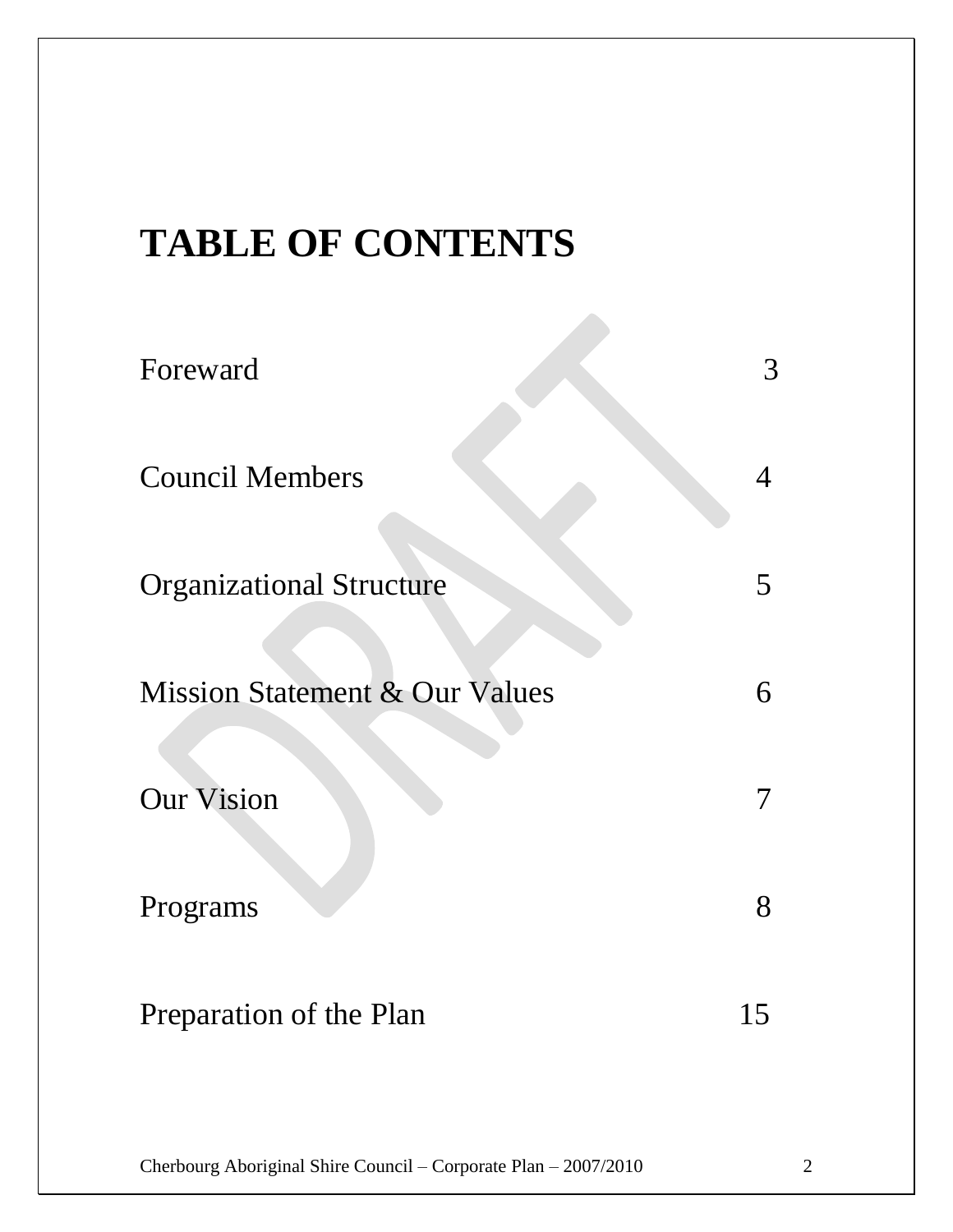# TABLE OF CONTENTS

| | |
|---|---|
| Foreward | 3 |
| Council Members | 4 |
| Organizational Structure | 5 |
| Mission Statement & Our Values | 6 |
| Our Vision | 7 |
| Programs | 8 |
| Preparation of the Plan | 15 |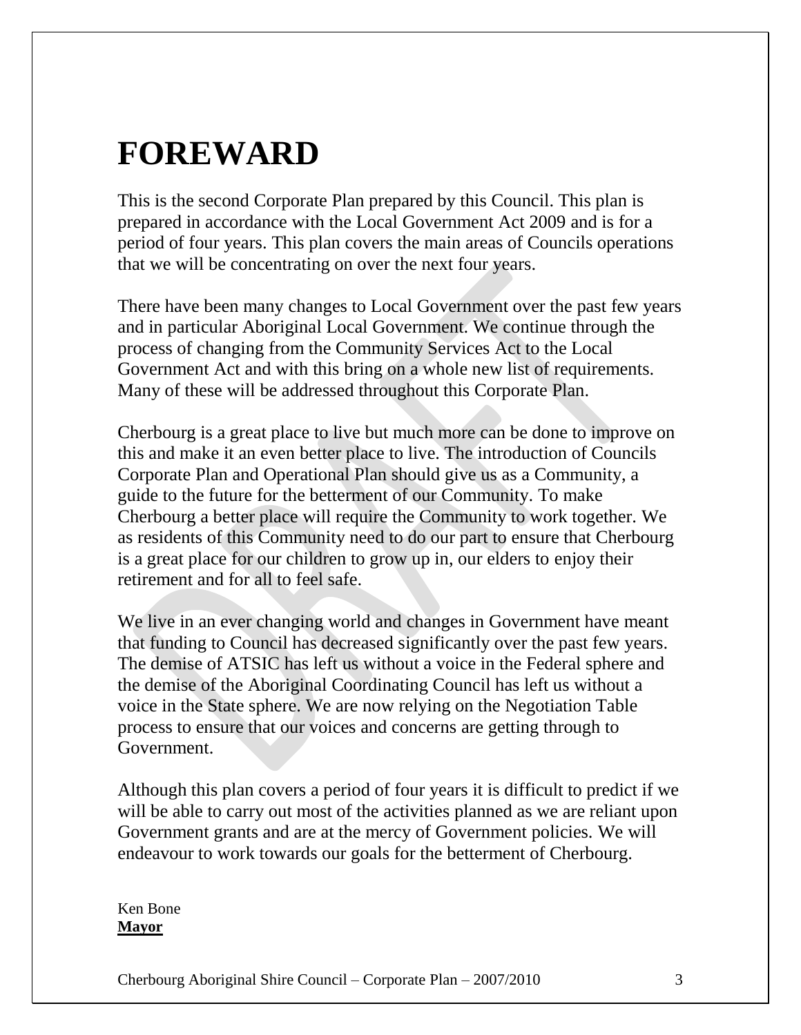# FOREWARD

This is the second Corporate Plan prepared by this Council. This plan is prepared in accordance with the Local Government Act 2009 and is for a period of four years. This plan covers the main areas of Councils operations that we will be concentrating on over the next four years.

There have been many changes to Local Government over the past few years and in particular Aboriginal Local Government. We continue through the process of changing from the Community Services Act to the Local Government Act and with this bring on a whole new list of requirements. Many of these will be addressed throughout this Corporate Plan.

Cherbourg is a great place to live but much more can be done to improve on this and make it an even better place to live. The introduction of Councils Corporate Plan and Operational Plan should give us as a Community, a guide to the future for the betterment of our Community. To make Cherbourg a better place will require the Community to work together. We as residents of this Community need to do our part to ensure that Cherbourg is a great place for our children to grow up in, our elders to enjoy their retirement and for all to feel safe.

We live in an ever changing world and changes in Government have meant that funding to Council has decreased significantly over the past few years. The demise of ATSIC has left us without a voice in the Federal sphere and the demise of the Aboriginal Coordinating Council has left us without a voice in the State sphere. We are now relying on the Negotiation Table process to ensure that our voices and concerns are getting through to Government.

Although this plan covers a period of four years it is difficult to predict if we will be able to carry out most of the activities planned as we are reliant upon Government grants and are at the mercy of Government policies. We will endeavour to work towards our goals for the betterment of Cherbourg.

Ken Bone
**Mayor**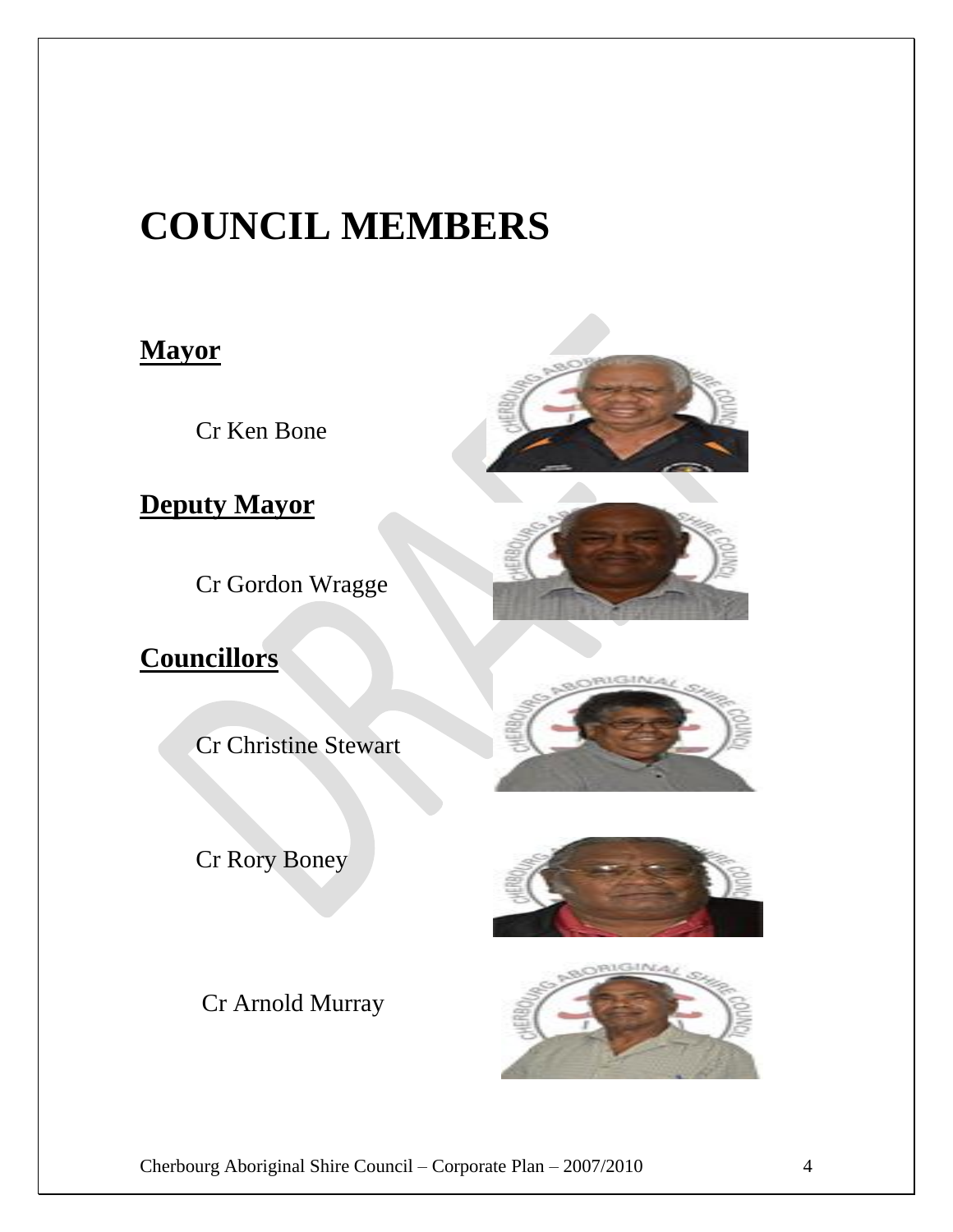# COUNCIL MEMBERS

## Mayor

Cr Ken Bone

## Deputy Mayor

Cr Gordon Wragge

## Councillors

Cr Christine Stewart

Cr Rory Boney

Cr Arnold Murray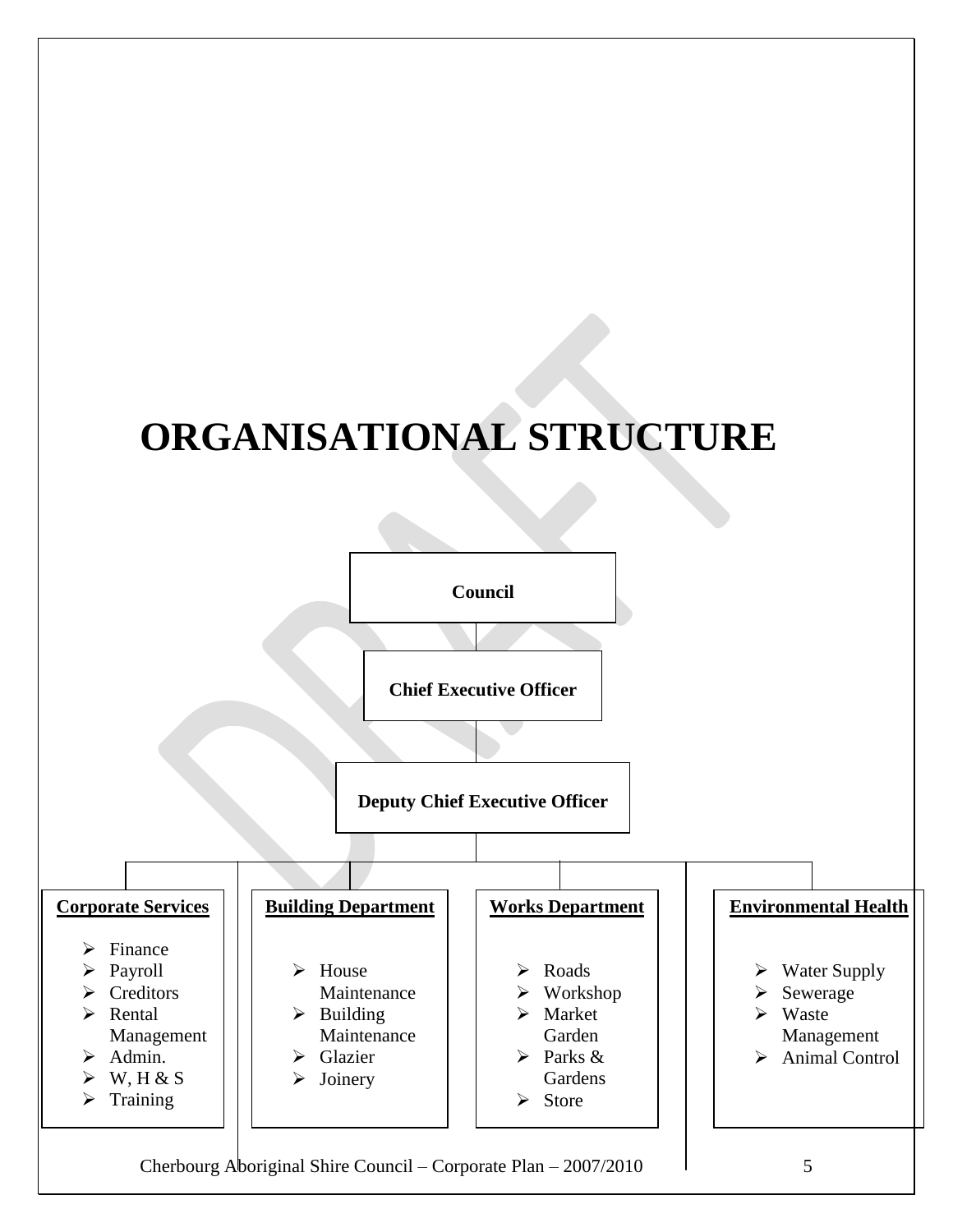# ORGANISATIONAL STRUCTURE

**Council**

**Chief Executive Officer**

**Deputy Chief Executive Officer**

**Corporate Services**

- Finance
- Payroll
- Creditors
- Rental Management
- Admin.
- W, H & S
- Training

**Building Department**

- House Maintenance
- Building Maintenance
- Glazier
- Joinery

**Works Department**

- Roads
- Workshop
- Market Garden
- Parks & Gardens
- Store

**Environmental Health**

- Water Supply
- Sewerage
- Waste Management
- Animal Control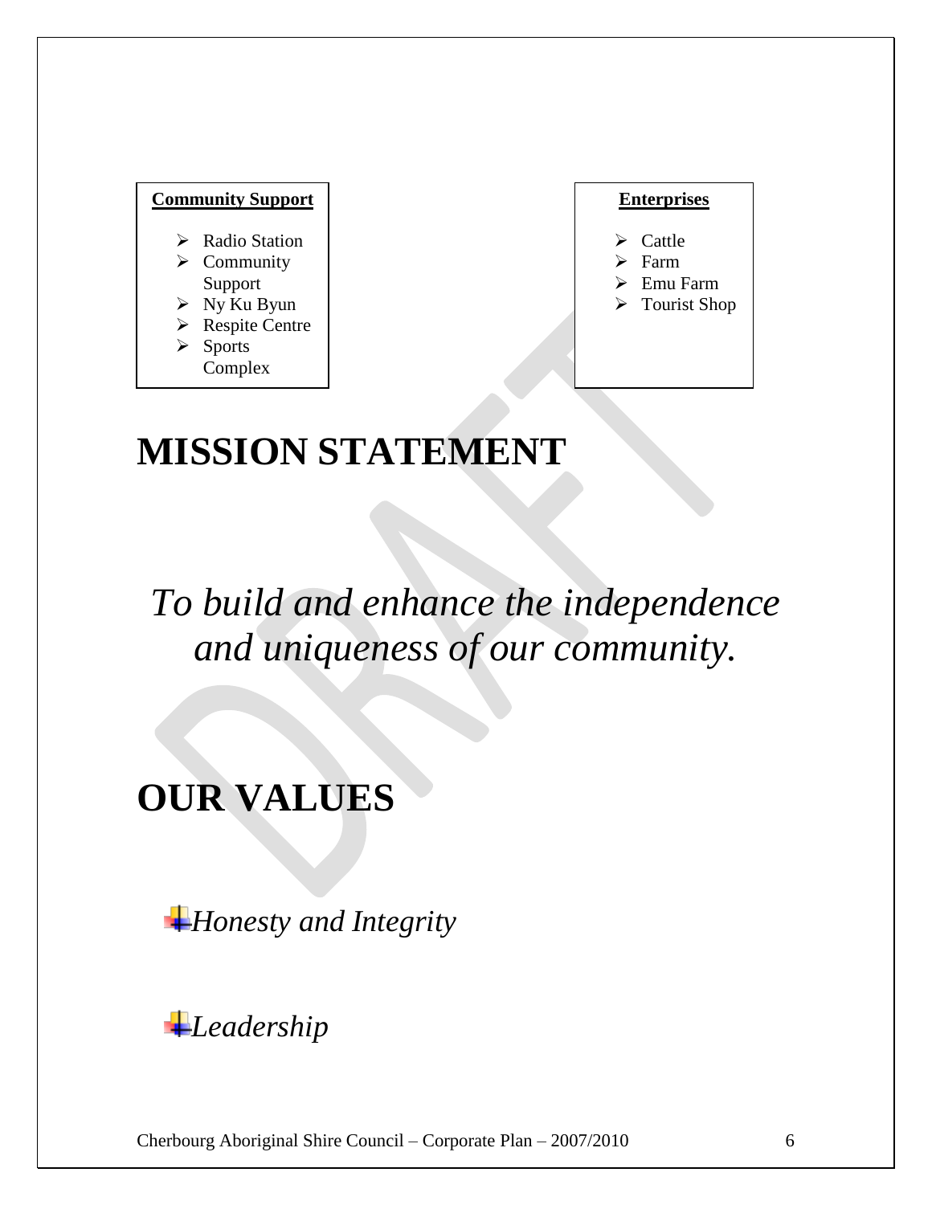**Community Support**

- Radio Station
- Community Support
- Ny Ku Byun
- Respite Centre
- Sports Complex

**Enterprises**

- Cattle
- Farm
- Emu Farm
- Tourist Shop

# MISSION STATEMENT

*To build and enhance the independence and uniqueness of our community.*

# OUR VALUES

- *Honesty and Integrity*
- *Leadership*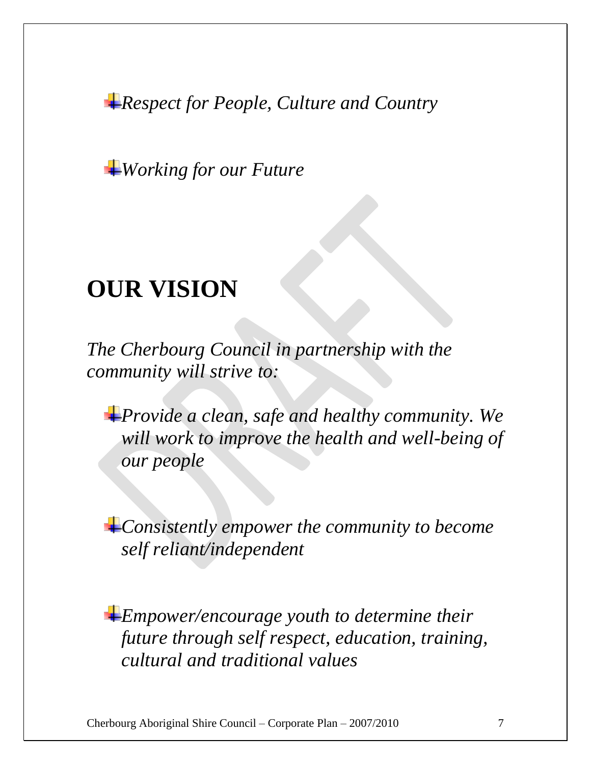- *Respect for People, Culture and Country*

- *Working for our Future*

# OUR VISION

*The Cherbourg Council in partnership with the community will strive to:*

- *Provide a clean, safe and healthy community. We will work to improve the health and well-being of our people*

- *Consistently empower the community to become self reliant/independent*

- *Empower/encourage youth to determine their future through self respect, education, training, cultural and traditional values*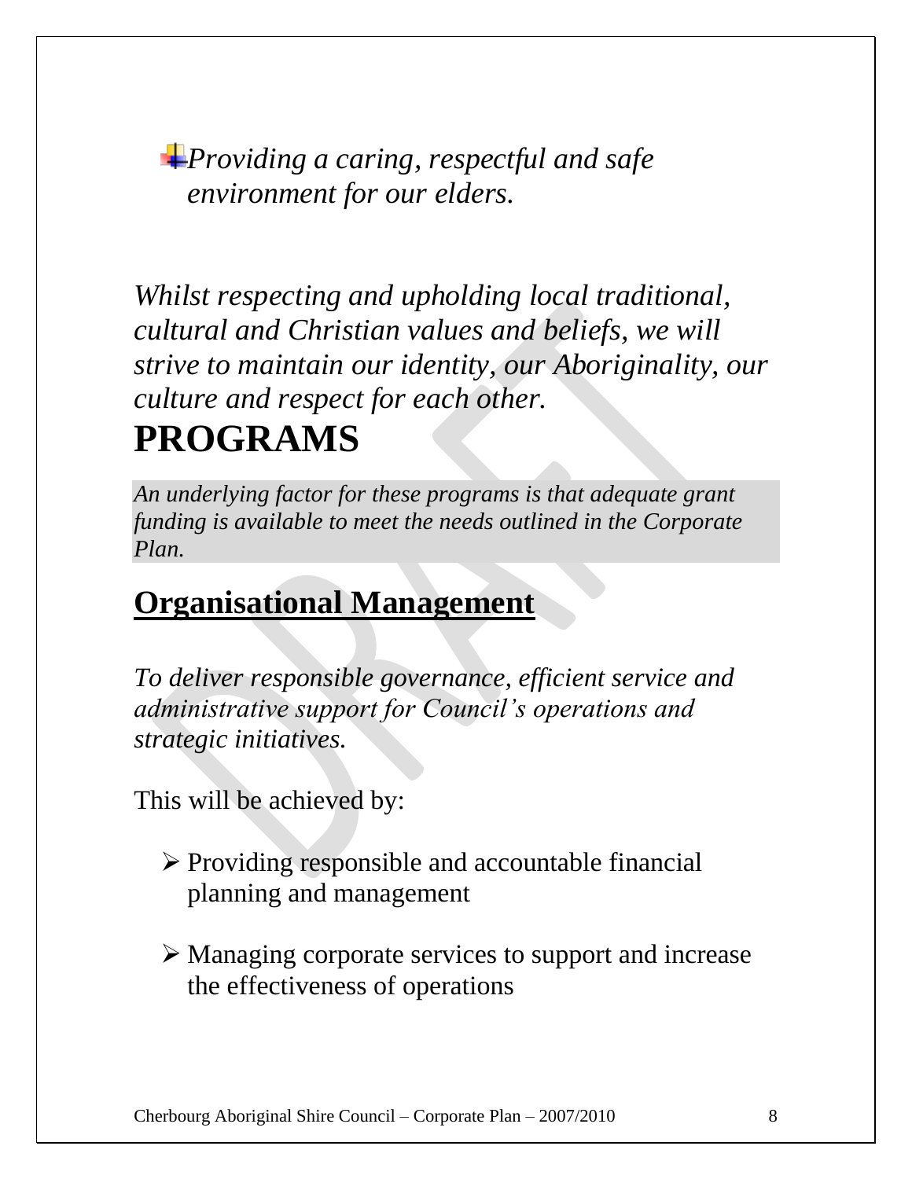- *Providing a caring, respectful and safe environment for our elders.*

*Whilst respecting and upholding local traditional, cultural and Christian values and beliefs, we will strive to maintain our identity, our Aboriginality, our culture and respect for each other.*

# PROGRAMS

*An underlying factor for these programs is that adequate grant funding is available to meet the needs outlined in the Corporate Plan.*

## Organisational Management

*To deliver responsible governance, efficient service and administrative support for Council's operations and strategic initiatives.*

This will be achieved by:

- Providing responsible and accountable financial planning and management
- Managing corporate services to support and increase the effectiveness of operations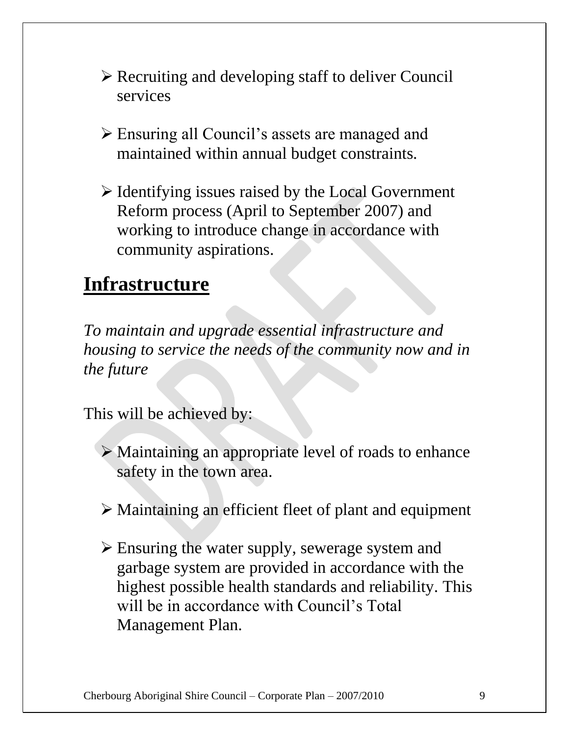- Recruiting and developing staff to deliver Council services

- Ensuring all Council's assets are managed and maintained within annual budget constraints.

- Identifying issues raised by the Local Government Reform process (April to September 2007) and working to introduce change in accordance with community aspirations.

## Infrastructure

*To maintain and upgrade essential infrastructure and housing to service the needs of the community now and in the future*

This will be achieved by:

- Maintaining an appropriate level of roads to enhance safety in the town area.

- Maintaining an efficient fleet of plant and equipment

- Ensuring the water supply, sewerage system and garbage system are provided in accordance with the highest possible health standards and reliability. This will be in accordance with Council's Total Management Plan.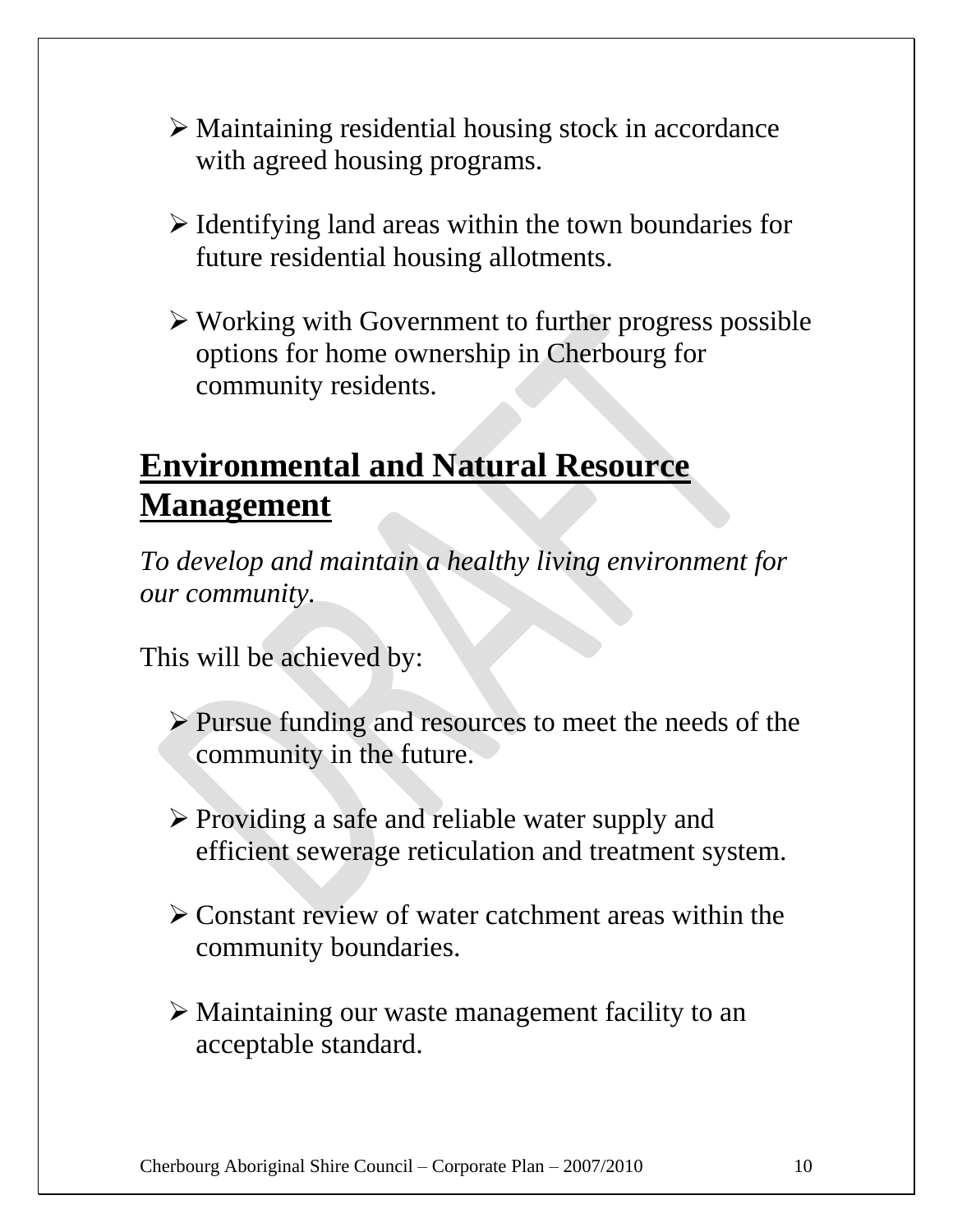- Maintaining residential housing stock in accordance with agreed housing programs.

- Identifying land areas within the town boundaries for future residential housing allotments.

- Working with Government to further progress possible options for home ownership in Cherbourg for community residents.

## Environmental and Natural Resource Management

*To develop and maintain a healthy living environment for our community.*

This will be achieved by:

- Pursue funding and resources to meet the needs of the community in the future.

- Providing a safe and reliable water supply and efficient sewerage reticulation and treatment system.

- Constant review of water catchment areas within the community boundaries.

- Maintaining our waste management facility to an acceptable standard.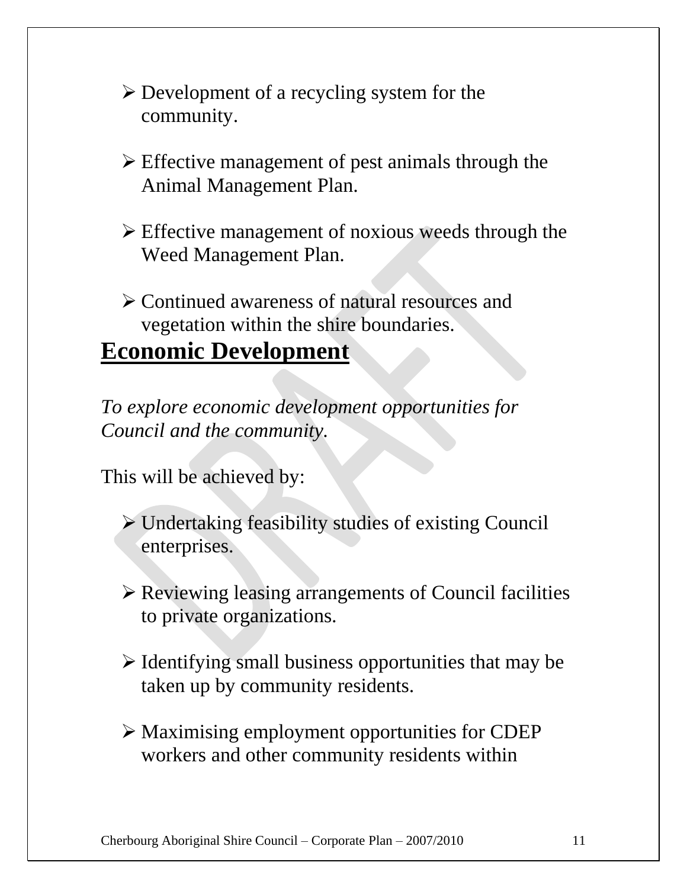- Development of a recycling system for the community.

- Effective management of pest animals through the Animal Management Plan.

- Effective management of noxious weeds through the Weed Management Plan.

- Continued awareness of natural resources and vegetation within the shire boundaries.

## Economic Development

*To explore economic development opportunities for Council and the community.*

This will be achieved by:

- Undertaking feasibility studies of existing Council enterprises.

- Reviewing leasing arrangements of Council facilities to private organizations.

- Identifying small business opportunities that may be taken up by community residents.

- Maximising employment opportunities for CDEP workers and other community residents within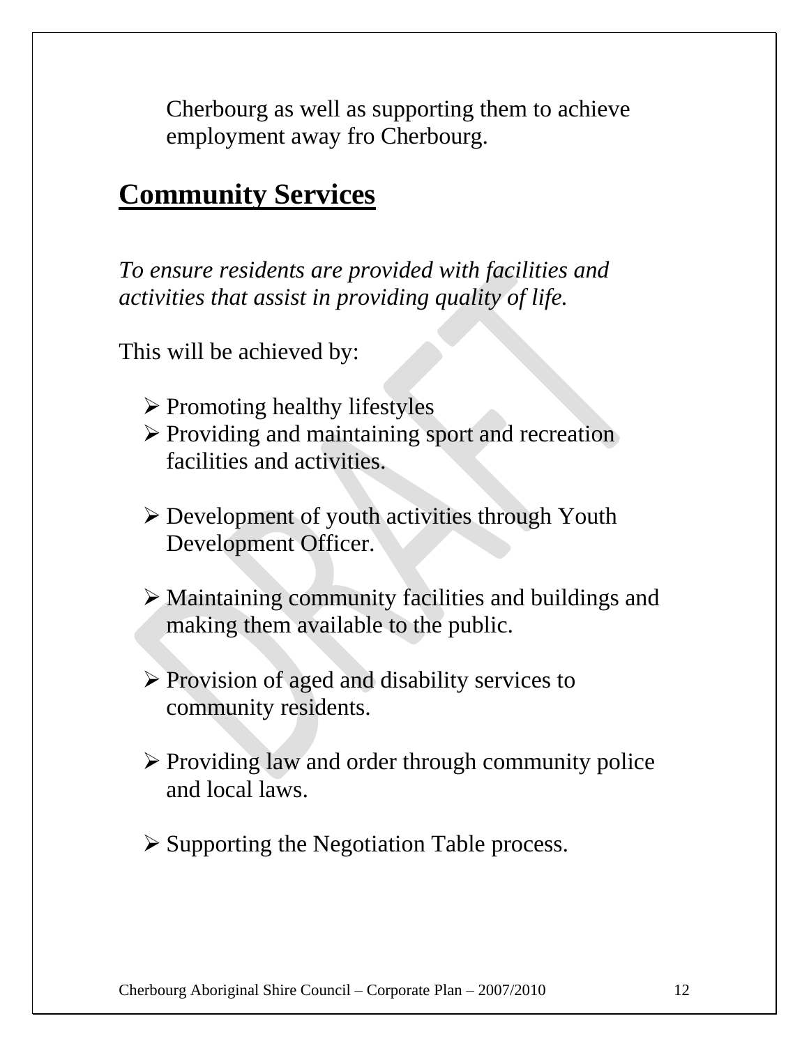Cherbourg as well as supporting them to achieve employment away fro Cherbourg.

## Community Services

*To ensure residents are provided with facilities and activities that assist in providing quality of life.*

This will be achieved by:

- Promoting healthy lifestyles
- Providing and maintaining sport and recreation facilities and activities.
- Development of youth activities through Youth Development Officer.
- Maintaining community facilities and buildings and making them available to the public.
- Provision of aged and disability services to community residents.
- Providing law and order through community police and local laws.
- Supporting the Negotiation Table process.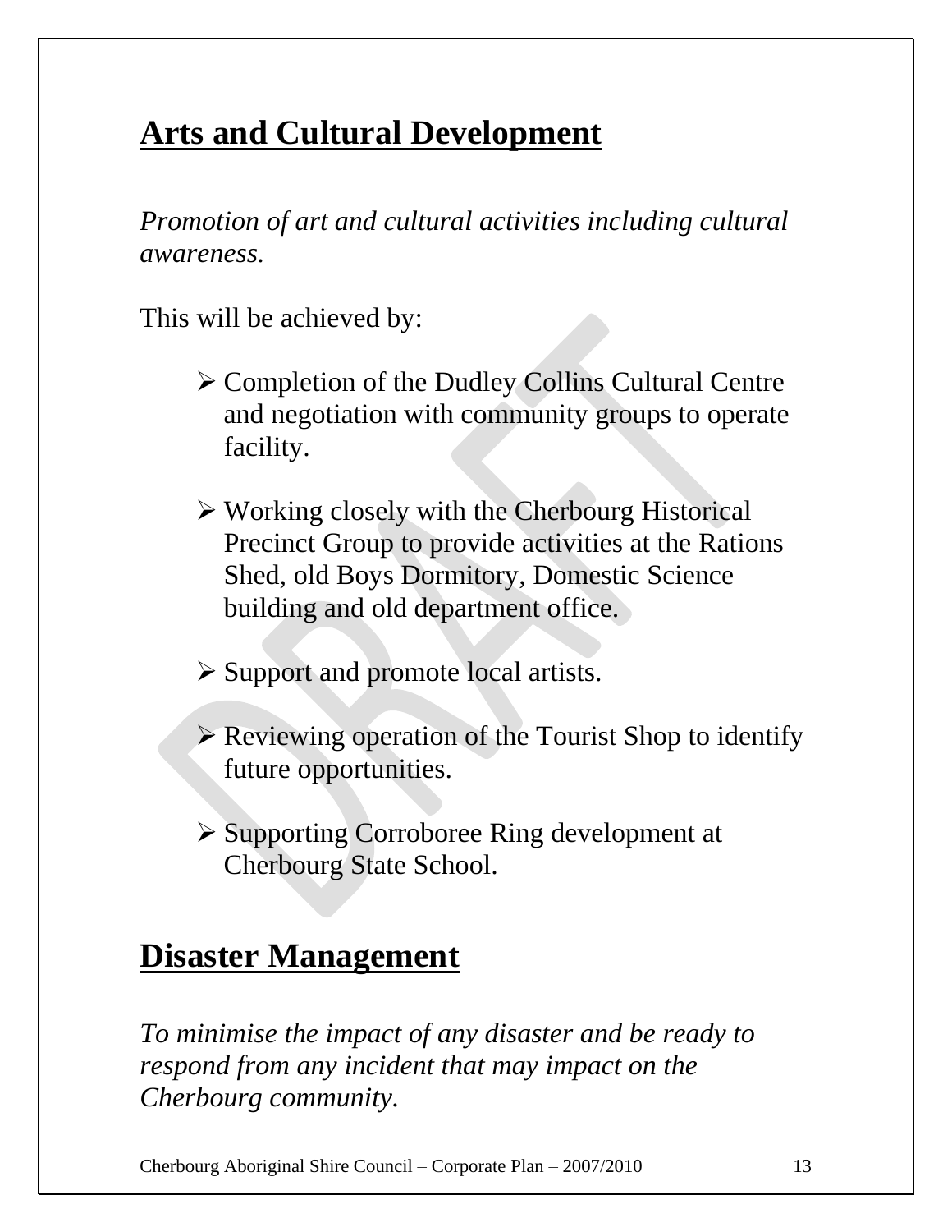## Arts and Cultural Development

*Promotion of art and cultural activities including cultural awareness.*

This will be achieved by:

- Completion of the Dudley Collins Cultural Centre and negotiation with community groups to operate facility.
- Working closely with the Cherbourg Historical Precinct Group to provide activities at the Rations Shed, old Boys Dormitory, Domestic Science building and old department office.
- Support and promote local artists.
- Reviewing operation of the Tourist Shop to identify future opportunities.
- Supporting Corroboree Ring development at Cherbourg State School.

## Disaster Management

*To minimise the impact of any disaster and be ready to respond from any incident that may impact on the Cherbourg community.*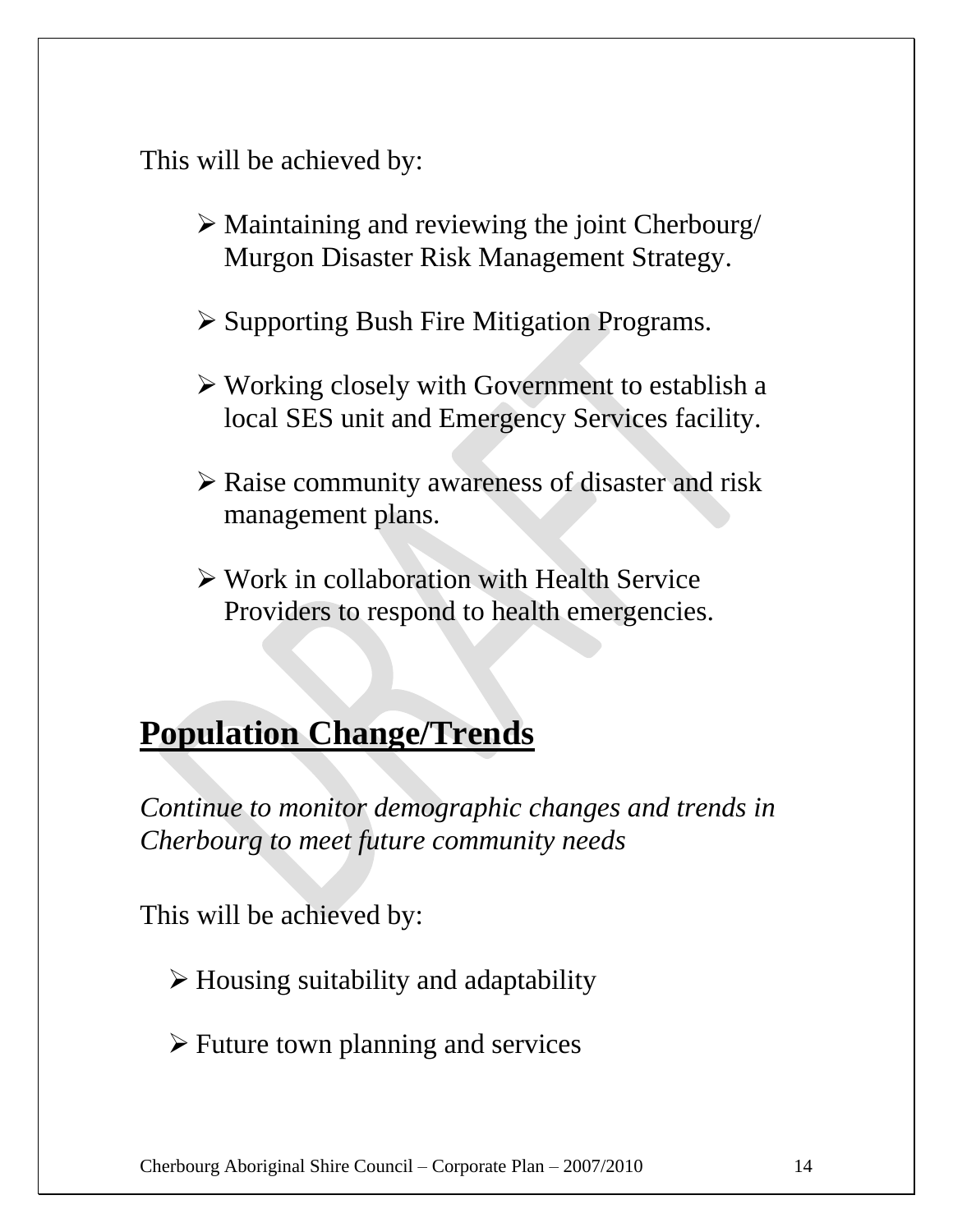This will be achieved by:

- Maintaining and reviewing the joint Cherbourg/ Murgon Disaster Risk Management Strategy.
- Supporting Bush Fire Mitigation Programs.
- Working closely with Government to establish a local SES unit and Emergency Services facility.
- Raise community awareness of disaster and risk management plans.
- Work in collaboration with Health Service Providers to respond to health emergencies.

## Population Change/Trends

*Continue to monitor demographic changes and trends in Cherbourg to meet future community needs*

This will be achieved by:

- Housing suitability and adaptability
- Future town planning and services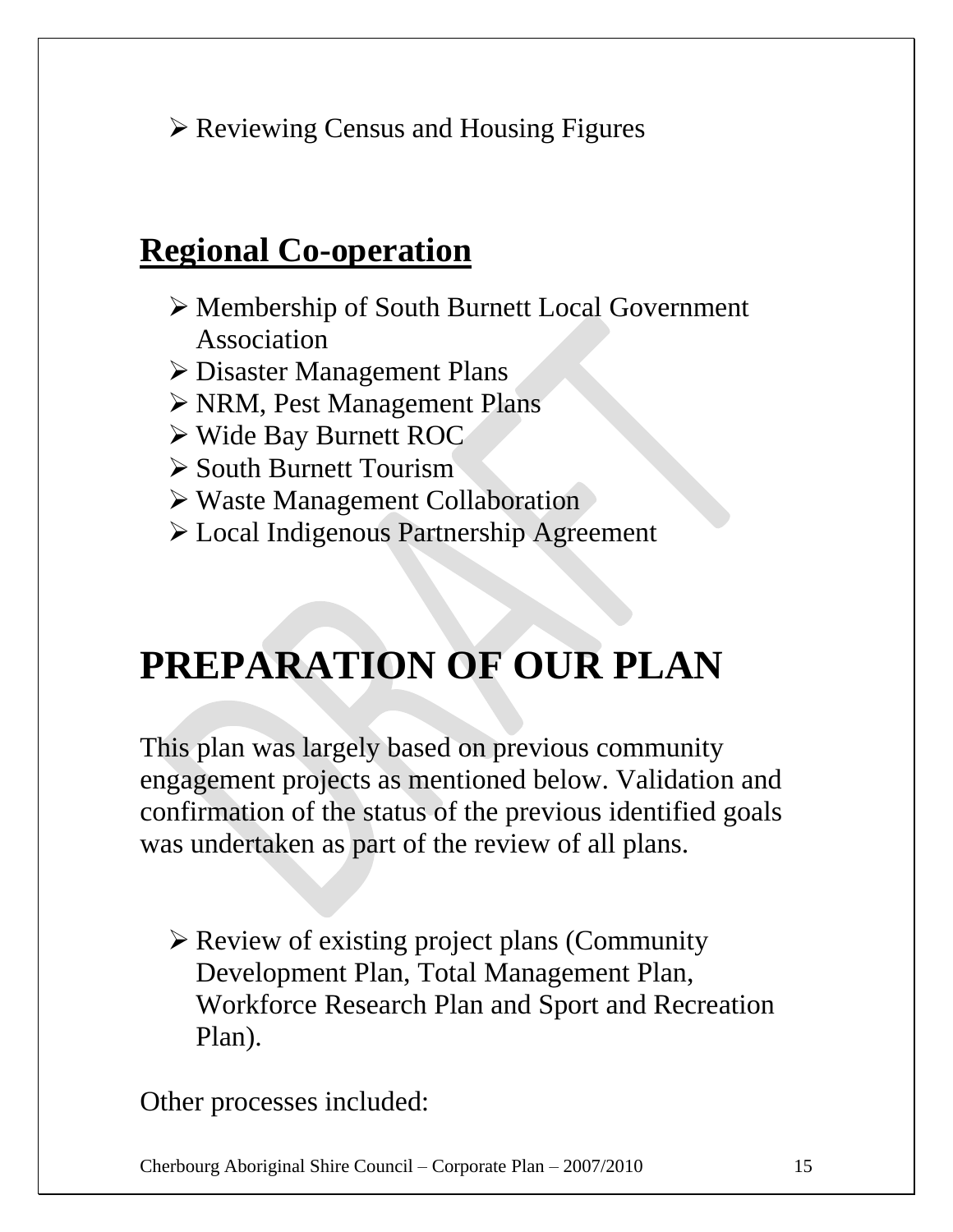- Reviewing Census and Housing Figures

## Regional Co-operation

- Membership of South Burnett Local Government Association
- Disaster Management Plans
- NRM, Pest Management Plans
- Wide Bay Burnett ROC
- South Burnett Tourism
- Waste Management Collaboration
- Local Indigenous Partnership Agreement

# PREPARATION OF OUR PLAN

This plan was largely based on previous community engagement projects as mentioned below. Validation and confirmation of the status of the previous identified goals was undertaken as part of the review of all plans.

- Review of existing project plans (Community Development Plan, Total Management Plan, Workforce Research Plan and Sport and Recreation Plan).

Other processes included: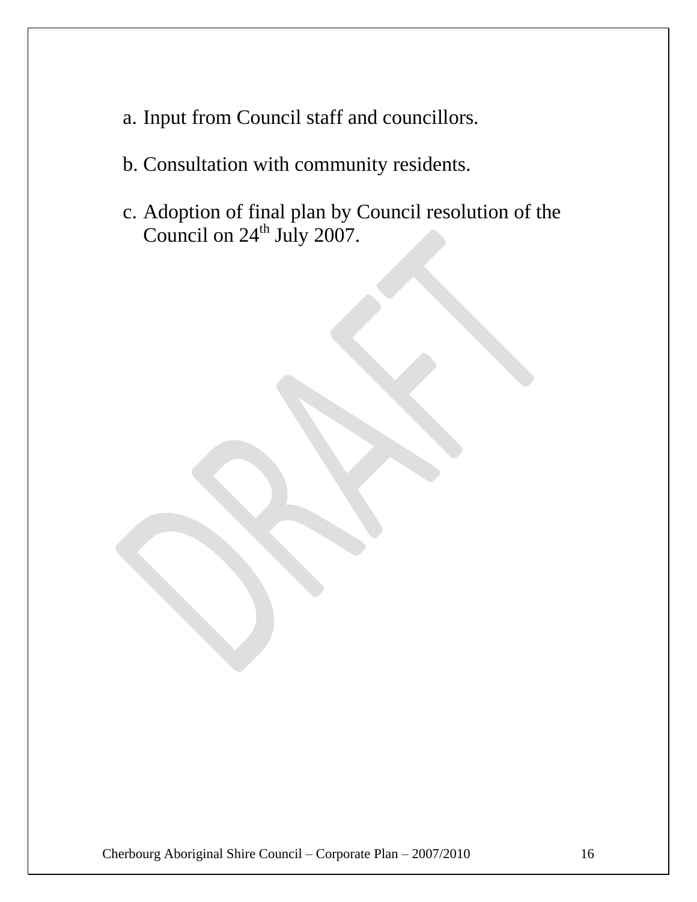a. Input from Council staff and councillors.

b. Consultation with community residents.

c. Adoption of final plan by Council resolution of the Council on 24th July 2007.